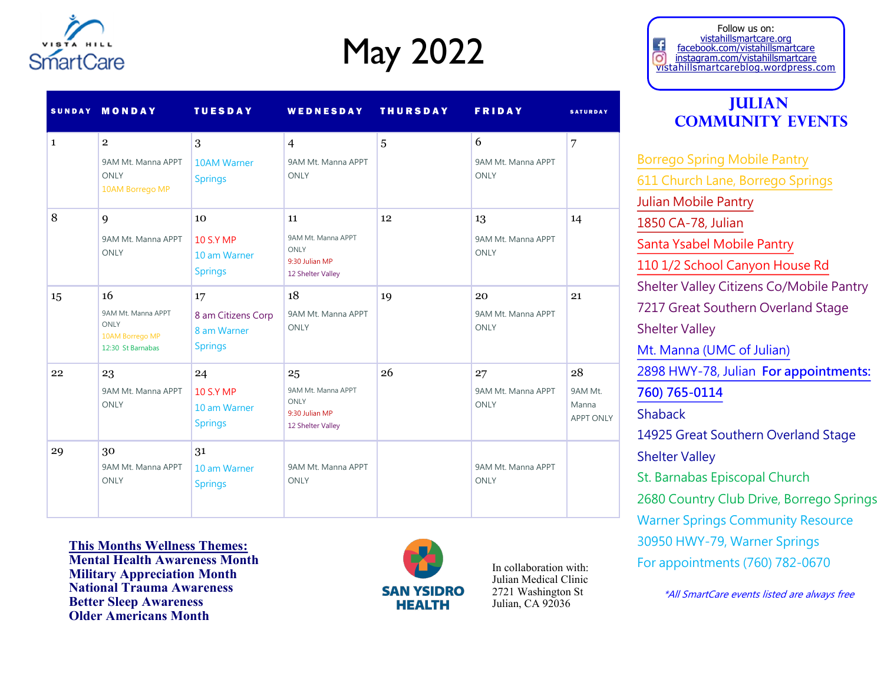Vista Hill SmartCare

# May 2022

Follow us on:
vistahillsmartcare.org
facebook.com/vistahillsmartcare
instagram.com/vistahillsmartcare
vistahillsmartcareblog.wordpress.com

| SUNDAY | MONDAY | TUESDAY | WEDNESDAY | THURSDAY | FRIDAY | SATURDAY |
|---|---|---|---|---|---|---|
| 1 | 2<br>9AM Mt. Manna APPT ONLY<br>10AM Borrego MP | 3<br>10AM Warner Springs | 4<br>9AM Mt. Manna APPT ONLY | 5 | 6<br>9AM Mt. Manna APPT ONLY | 7 |
| 8 | 9<br>9AM Mt. Manna APPT ONLY | 10<br>10 S.Y MP<br>10 am Warner Springs | 11<br>9AM Mt. Manna APPT ONLY<br>9:30 Julian MP<br>12 Shelter Valley | 12 | 13<br>9AM Mt. Manna APPT ONLY | 14 |
| 15 | 16<br>9AM Mt. Manna APPT ONLY<br>10AM Borrego MP<br>12:30 St Barnabas | 17<br>8 am Citizens Corp<br>8 am Warner Springs | 18<br>9AM Mt. Manna APPT ONLY | 19 | 20<br>9AM Mt. Manna APPT ONLY | 21 |
| 22 | 23<br>9AM Mt. Manna APPT ONLY | 24<br>10 S.Y MP<br>10 am Warner Springs | 25<br>9AM Mt. Manna APPT ONLY<br>9:30 Julian MP<br>12 Shelter Valley | 26 | 27<br>9AM Mt. Manna APPT ONLY | 28<br>9AM Mt. Manna APPT ONLY |
| 29 | 30<br>9AM Mt. Manna APPT ONLY | 31<br>10 am Warner Springs | 9AM Mt. Manna APPT ONLY | | 9AM Mt. Manna APPT ONLY | |

## JULIAN COMMUNITY EVENTS

Borrego Spring Mobile Pantry
611 Church Lane, Borrego Springs

Julian Mobile Pantry
1850 CA-78, Julian

Santa Ysabel Mobile Pantry
110 1/2 School Canyon House Rd

Shelter Valley Citizens Co/Mobile Pantry
7217 Great Southern Overland Stage
Shelter Valley

Mt. Manna (UMC of Julian)
2898 HWY-78, Julian **For appointments: 760) 765-0114**

Shaback
14925 Great Southern Overland Stage
Shelter Valley

St. Barnabas Episcopal Church
2680 Country Club Drive, Borrego Springs

Warner Springs Community Resource
30950 HWY-79, Warner Springs
For appointments (760) 782-0670

*\*All SmartCare events listed are always free*

**This Months Wellness Themes:**
**Mental Health Awareness Month**
**Military Appreciation Month**
**National Trauma Awareness**
**Better Sleep Awareness**
**Older Americans Month**

SAN YSIDRO HEALTH

In collaboration with:
Julian Medical Clinic
2721 Washington St
Julian, CA 92036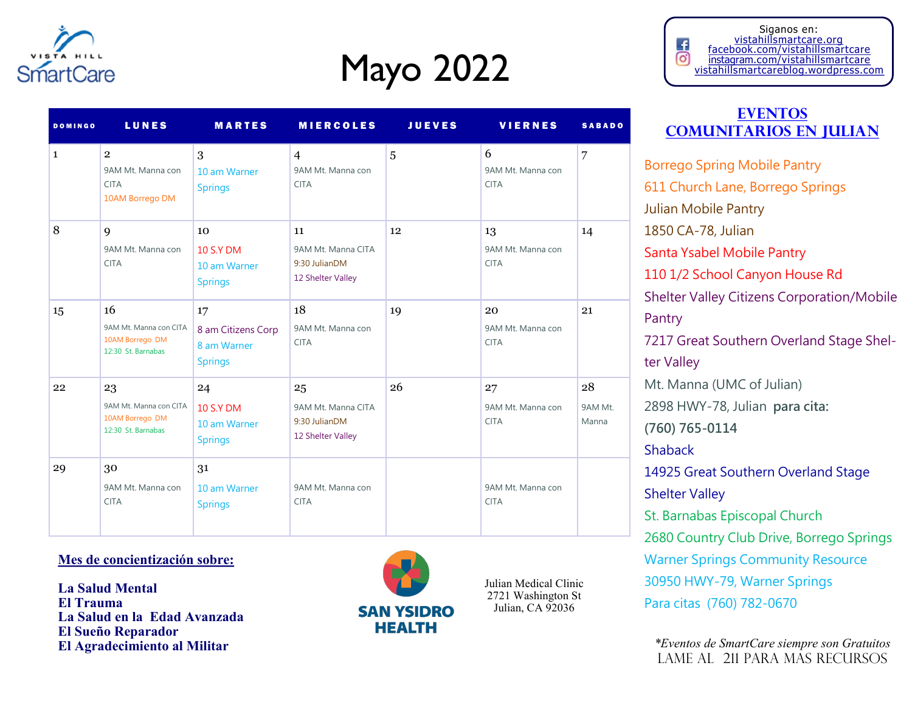# Mayo 2022

Siganos en:
vistahillsmartcare.org
facebook.com/vistahillsmartcare
instagram.com/vistahillsmartcare
vistahillsmartcareblog.wordpress.com

| DOMINGO | LUNES | MARTES | MIERCOLES | JUEVES | VIERNES | SABADO |
|---|---|---|---|---|---|---|
| 1 | 2<br>9AM Mt. Manna con CITA<br>10AM Borrego DM | 3<br>10 am Warner Springs | 4<br>9AM Mt. Manna con CITA | 5 | 6<br>9AM Mt. Manna con CITA | 7 |
| 8 | 9<br>9AM Mt. Manna con CITA | 10<br>10 S.Y DM<br>10 am Warner Springs | 11<br>9AM Mt. Manna CITA<br>9:30 JulianDM<br>12 Shelter Valley | 12 | 13<br>9AM Mt. Manna con CITA | 14 |
| 15 | 16<br>9AM Mt. Manna con CITA<br>10AM Borrego DM<br>12:30 St. Barnabas | 17<br>8 am Citizens Corp<br>8 am Warner Springs | 18<br>9AM Mt. Manna con CITA | 19 | 20<br>9AM Mt. Manna con CITA | 21 |
| 22 | 23<br>9AM Mt. Manna con CITA<br>10AM Borrego DM<br>12:30 St. Barnabas | 24<br>10 S.Y DM<br>10 am Warner Springs | 25<br>9AM Mt. Manna CITA<br>9:30 JulianDM<br>12 Shelter Valley | 26 | 27<br>9AM Mt. Manna con CITA | 28<br>9AM Mt. Manna |
| 29 | 30<br>9AM Mt. Manna con CITA | 31<br>10 am Warner Springs | 9AM Mt. Manna con CITA | | 9AM Mt. Manna con CITA | |

## EVENTOS COMUNITARIOS EN JULIAN

Borrego Spring Mobile Pantry
611 Church Lane, Borrego Springs

Julian Mobile Pantry
1850 CA-78, Julian

Santa Ysabel Mobile Pantry
110 1/2 School Canyon House Rd

Shelter Valley Citizens Corporation/Mobile Pantry
7217 Great Southern Overland Stage Shelter Valley

Mt. Manna (UMC of Julian)
2898 HWY-78, Julian **para cita: (760) 765-0114**

Shaback
14925 Great Southern Overland Stage Shelter Valley

St. Barnabas Episcopal Church
2680 Country Club Drive, Borrego Springs

Warner Springs Community Resource
30950 HWY-79, Warner Springs
Para citas (760) 782-0670

**Mes de concientización sobre:**

**La Salud Mental**
**El Trauma**
**La Salud en la Edad Avanzada**
**El Sueño Reparador**
**El Agradecimiento al Militar**

SAN YSIDRO HEALTH

Julian Medical Clinic
2721 Washington St
Julian, CA 92036

*\*Eventos de SmartCare siempre son Gratuitos*
LAME AL 211 PARA MAS RECURSOS